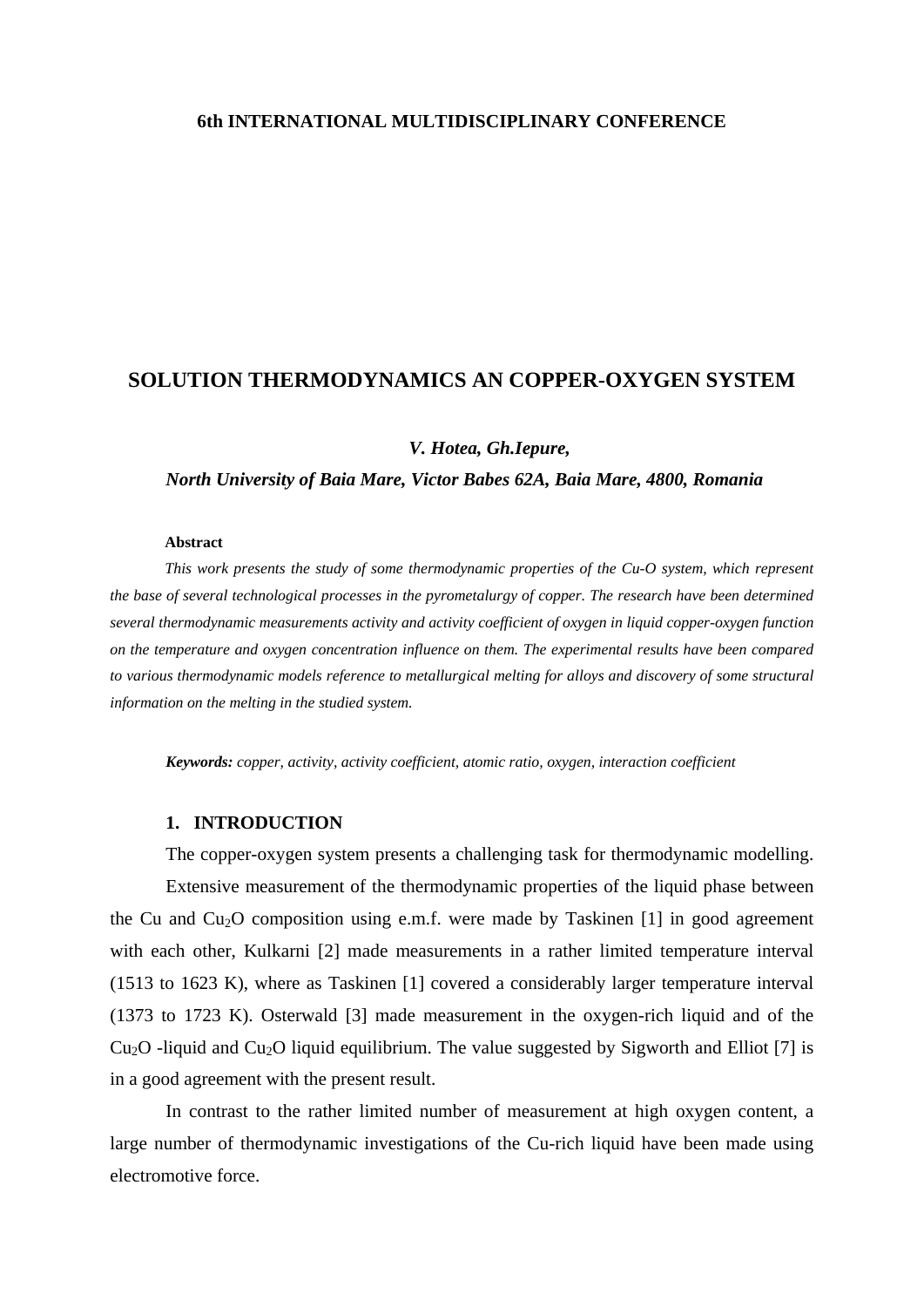**6th INTERNATIONAL MULTIDISCIPLINARY CONFERENCE**

# SOLUTION THERMODYNAMICS AN COPPER-OXYGEN SYSTEM

***V. Hotea, Gh.Iepure,***

***North University of Baia Mare, Victor Babes 62A, Baia Mare, 4800, Romania***

**Abstract**

*This work presents the study of some thermodynamic properties of the Cu-O system, which represent the base of several technological processes in the pyrometalurgy of copper. The research have been determined several thermodynamic measurements activity and activity coefficient of oxygen in liquid copper-oxygen function on the temperature and oxygen concentration influence on them. The experimental results have been compared to various thermodynamic models reference to metallurgical melting for alloys and discovery of some structural information on the melting in the studied system.*

***Keywords:*** *copper, activity, activity coefficient, atomic ratio, oxygen, interaction coefficient*

## 1. INTRODUCTION

The copper-oxygen system presents a challenging task for thermodynamic modelling.

Extensive measurement of the thermodynamic properties of the liquid phase between the Cu and $Cu_2O$ composition using e.m.f. were made by Taskinen [1] in good agreement with each other, Kulkarni [2] made measurements in a rather limited temperature interval (1513 to 1623 K), where as Taskinen [1] covered a considerably larger temperature interval (1373 to 1723 K). Osterwald [3] made measurement in the oxygen-rich liquid and of the $Cu_2O$ -liquid and $Cu_2O$ liquid equilibrium. The value suggested by Sigworth and Elliot [7] is in a good agreement with the present result.

In contrast to the rather limited number of measurement at high oxygen content, a large number of thermodynamic investigations of the Cu-rich liquid have been made using electromotive force.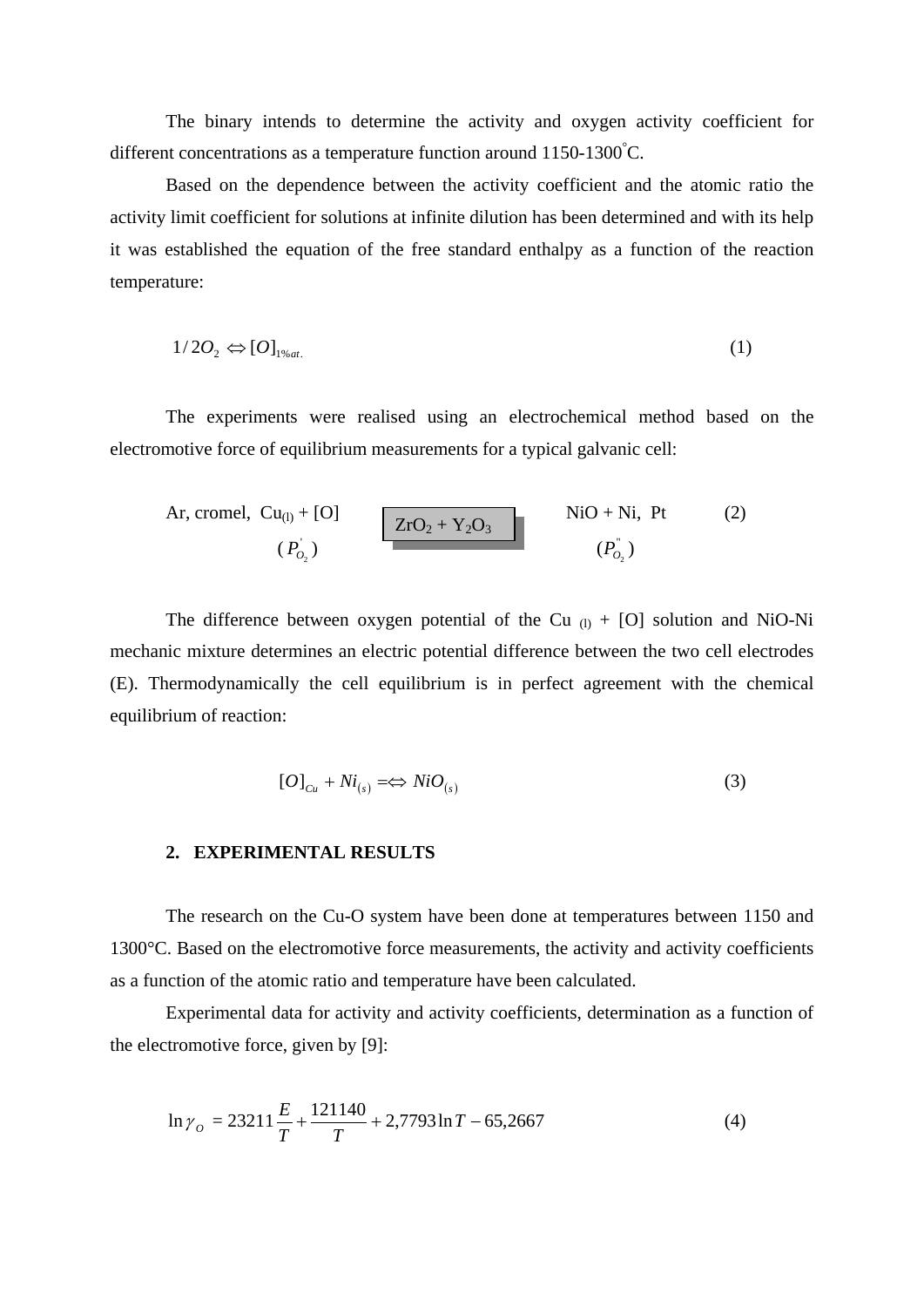The binary intends to determine the activity and oxygen activity coefficient for different concentrations as a temperature function around 1150-1300°C.

Based on the dependence between the activity coefficient and the atomic ratio the activity limit coefficient for solutions at infinite dilution has been determined and with its help it was established the equation of the free standard enthalpy as a function of the reaction temperature:

$$1/2O_2 \Leftrightarrow [O]_{1\%at.} \tag{1}$$

The experiments were realised using an electrochemical method based on the electromotive force of equilibrium measurements for a typical galvanic cell:

$$\text{Ar, cromel, } Cu_{(l)} + [O] \;\; (P'_{O_2}) \quad \boxed{ZrO_2 + Y_2O_3} \quad NiO + Ni, \text{ Pt} \;\; (P''_{O_2}) \tag{2}$$

The difference between oxygen potential of the $Cu_{(l)}$ + [O] solution and NiO-Ni mechanic mixture determines an electric potential difference between the two cell electrodes (E). Thermodynamically the cell equilibrium is in perfect agreement with the chemical equilibrium of reaction:

$$[O]_{Cu} + Ni_{(s)} = \Leftrightarrow NiO_{(s)} \tag{3}$$

## 2. EXPERIMENTAL RESULTS

The research on the Cu-O system have been done at temperatures between 1150 and 1300°C. Based on the electromotive force measurements, the activity and activity coefficients as a function of the atomic ratio and temperature have been calculated.

Experimental data for activity and activity coefficients, determination as a function of the electromotive force, given by [9]:

$$\ln \gamma_O = 23211\frac{E}{T} + \frac{121140}{T} + 2{,}7793\ln T - 65{,}2667 \tag{4}$$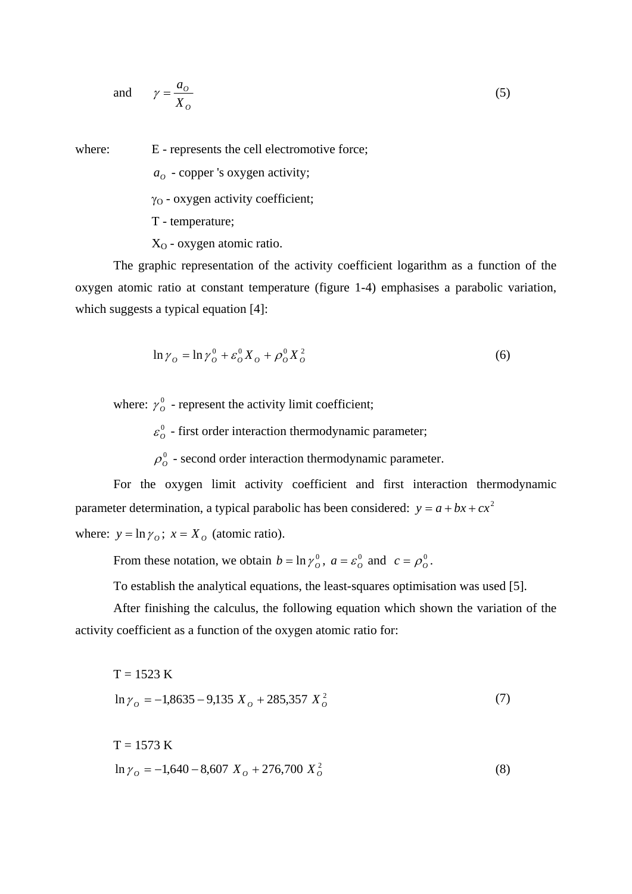and $$\gamma = \frac{a_O}{X_O} \tag{5}$$

where: E - represents the cell electromotive force;

$a_O$ - copper 's oxygen activity;

$\gamma_O$ - oxygen activity coefficient;

T - temperature;

$X_O$ - oxygen atomic ratio.

The graphic representation of the activity coefficient logarithm as a function of the oxygen atomic ratio at constant temperature (figure 1-4) emphasises a parabolic variation, which suggests a typical equation [4]:

$$\ln \gamma_O = \ln \gamma_O^0 + \varepsilon_O^0 X_O + \rho_O^0 X_O^2 \tag{6}$$

where: $\gamma_O^0$ - represent the activity limit coefficient;

$\varepsilon_O^0$ - first order interaction thermodynamic parameter;

$\rho_O^0$ - second order interaction thermodynamic parameter.

For the oxygen limit activity coefficient and first interaction thermodynamic parameter determination, a typical parabolic has been considered: $y = a + bx + cx^2$

where: $y = \ln \gamma_O$; $x = X_O$ (atomic ratio).

From these notation, we obtain $b = \ln \gamma_O^0$, $a = \varepsilon_O^0$ and $c = \rho_O^0$.

To establish the analytical equations, the least-squares optimisation was used [5].

After finishing the calculus, the following equation which shown the variation of the activity coefficient as a function of the oxygen atomic ratio for:

T = 1523 K

$$\ln \gamma_O = -1{,}8635 - 9{,}135\ X_O + 285{,}357\ X_O^2 \tag{7}$$

T = 1573 K

$$\ln \gamma_O = -1{,}640 - 8{,}607\ X_O + 276{,}700\ X_O^2 \tag{8}$$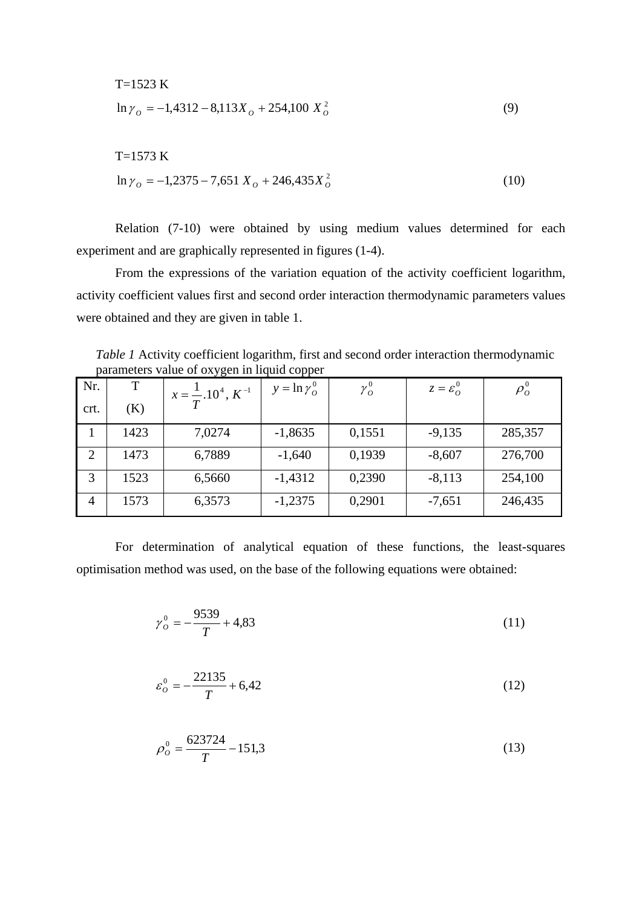T=1523 K

$$\ln \gamma_O = -1{,}4312 - 8{,}113 X_O + 254{,}100\ X_O^2 \tag{9}$$

T=1573 K

$$\ln \gamma_O = -1{,}2375 - 7{,}651\ X_O + 246{,}435 X_O^2 \tag{10}$$

Relation (7-10) were obtained by using medium values determined for each experiment and are graphically represented in figures (1-4).

From the expressions of the variation equation of the activity coefficient logarithm, activity coefficient values first and second order interaction thermodynamic parameters values were obtained and they are given in table 1.

*Table 1* Activity coefficient logarithm, first and second order interaction thermodynamic parameters value of oxygen in liquid copper

| Nr. crt. | T (K) | $x = \frac{1}{T}.10^4,\ K^{-1}$ | $y = \ln \gamma_O^0$ | $\gamma_O^0$ | $z = \varepsilon_O^0$ | $\rho_O^0$ |
|---|---|---|---|---|---|---|
| 1 | 1423 | 7,0274 | -1,8635 | 0,1551 | -9,135 | 285,357 |
| 2 | 1473 | 6,7889 | -1,640 | 0,1939 | -8,607 | 276,700 |
| 3 | 1523 | 6,5660 | -1,4312 | 0,2390 | -8,113 | 254,100 |
| 4 | 1573 | 6,3573 | -1,2375 | 0,2901 | -7,651 | 246,435 |

For determination of analytical equation of these functions, the least-squares optimisation method was used, on the base of the following equations were obtained:

$$\gamma_O^0 = -\frac{9539}{T} + 4{,}83 \tag{11}$$

$$\varepsilon_O^0 = -\frac{22135}{T} + 6{,}42 \tag{12}$$

$$\rho_O^0 = \frac{623724}{T} - 151{,}3 \tag{13}$$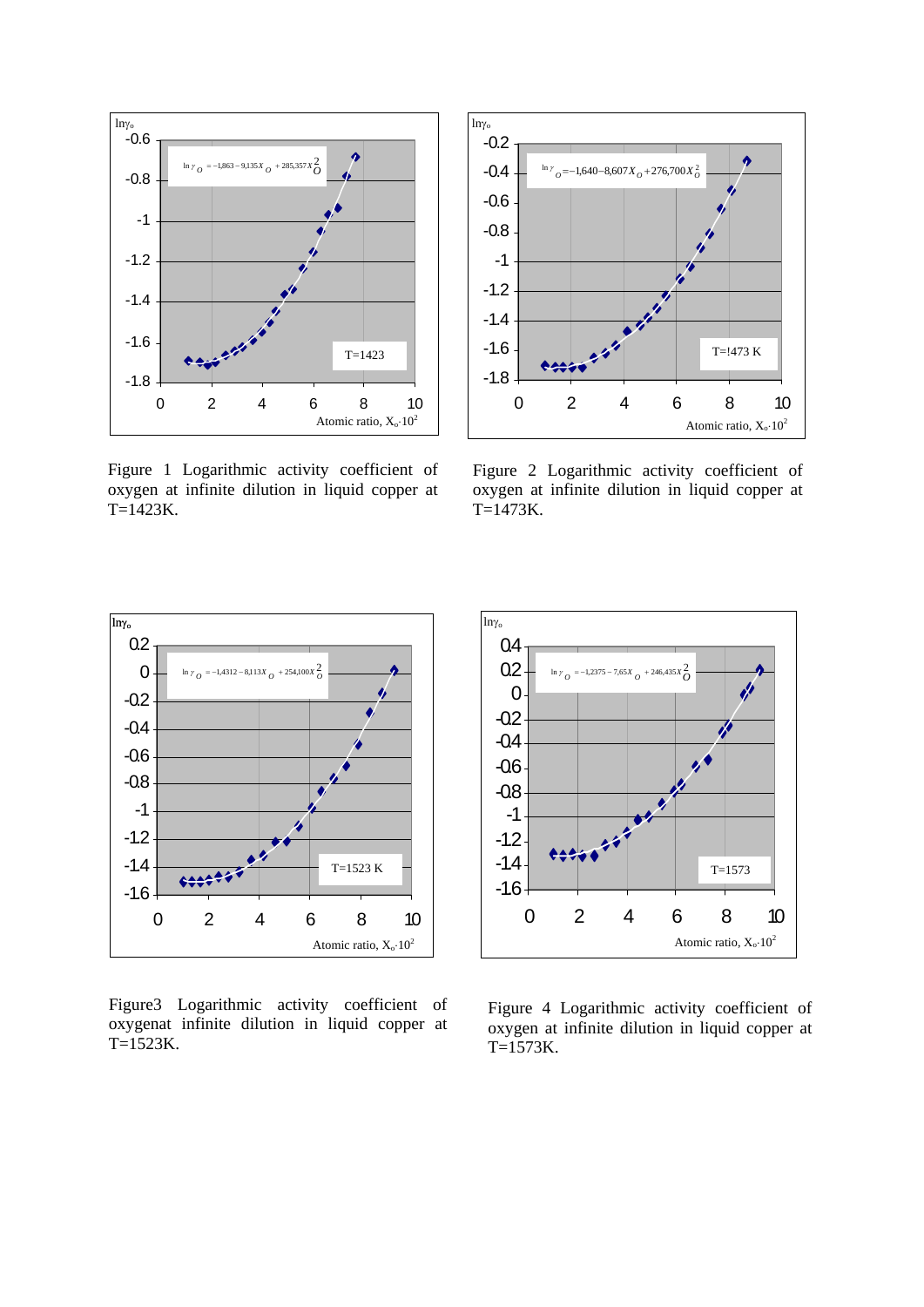Figure 1 Logarithmic activity coefficient of oxygen at infinite dilution in liquid copper at T=1423K.

Figure 2 Logarithmic activity coefficient of oxygen at infinite dilution in liquid copper at T=1473K.

Figure3 Logarithmic activity coefficient of oxygenat infinite dilution in liquid copper at T=1523K.

Figure 4 Logarithmic activity coefficient of oxygen at infinite dilution in liquid copper at T=1573K.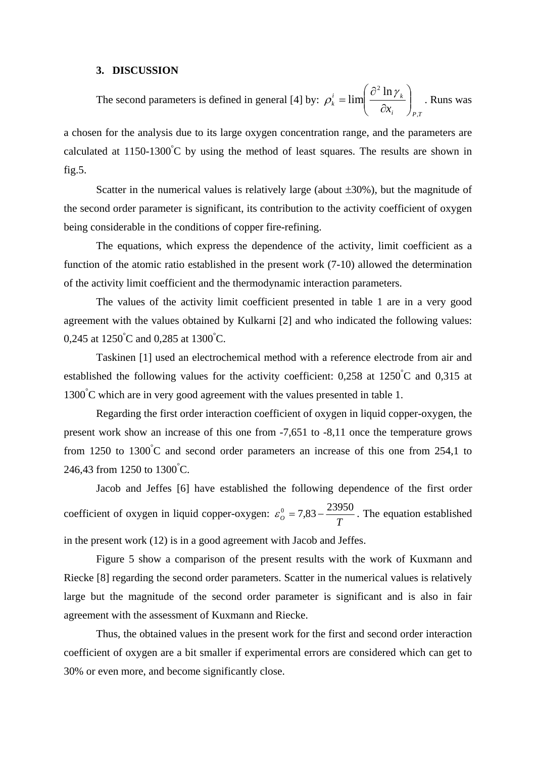## 3. DISCUSSION

The second parameters is defined in general [4] by: $\rho_k^i = \lim\left(\frac{\partial^2 \ln \gamma_k}{\partial x_i}\right)_{P,T}$. Runs was a chosen for the analysis due to its large oxygen concentration range, and the parameters are calculated at 1150-1300°C by using the method of least squares. The results are shown in fig.5.

Scatter in the numerical values is relatively large (about ±30%), but the magnitude of the second order parameter is significant, its contribution to the activity coefficient of oxygen being considerable in the conditions of copper fire-refining.

The equations, which express the dependence of the activity, limit coefficient as a function of the atomic ratio established in the present work (7-10) allowed the determination of the activity limit coefficient and the thermodynamic interaction parameters.

The values of the activity limit coefficient presented in table 1 are in a very good agreement with the values obtained by Kulkarni [2] and who indicated the following values: 0,245 at 1250°C and 0,285 at 1300°C.

Taskinen [1] used an electrochemical method with a reference electrode from air and established the following values for the activity coefficient: 0,258 at 1250°C and 0,315 at 1300°C which are in very good agreement with the values presented in table 1.

Regarding the first order interaction coefficient of oxygen in liquid copper-oxygen, the present work show an increase of this one from -7,651 to -8,11 once the temperature grows from 1250 to 1300°C and second order parameters an increase of this one from 254,1 to 246,43 from 1250 to 1300°C.

Jacob and Jeffes [6] have established the following dependence of the first order coefficient of oxygen in liquid copper-oxygen: $\varepsilon_O^0 = 7{,}83 - \frac{23950}{T}$. The equation established in the present work (12) is in a good agreement with Jacob and Jeffes.

Figure 5 show a comparison of the present results with the work of Kuxmann and Riecke [8] regarding the second order parameters. Scatter in the numerical values is relatively large but the magnitude of the second order parameter is significant and is also in fair agreement with the assessment of Kuxmann and Riecke.

Thus, the obtained values in the present work for the first and second order interaction coefficient of oxygen are a bit smaller if experimental errors are considered which can get to 30% or even more, and become significantly close.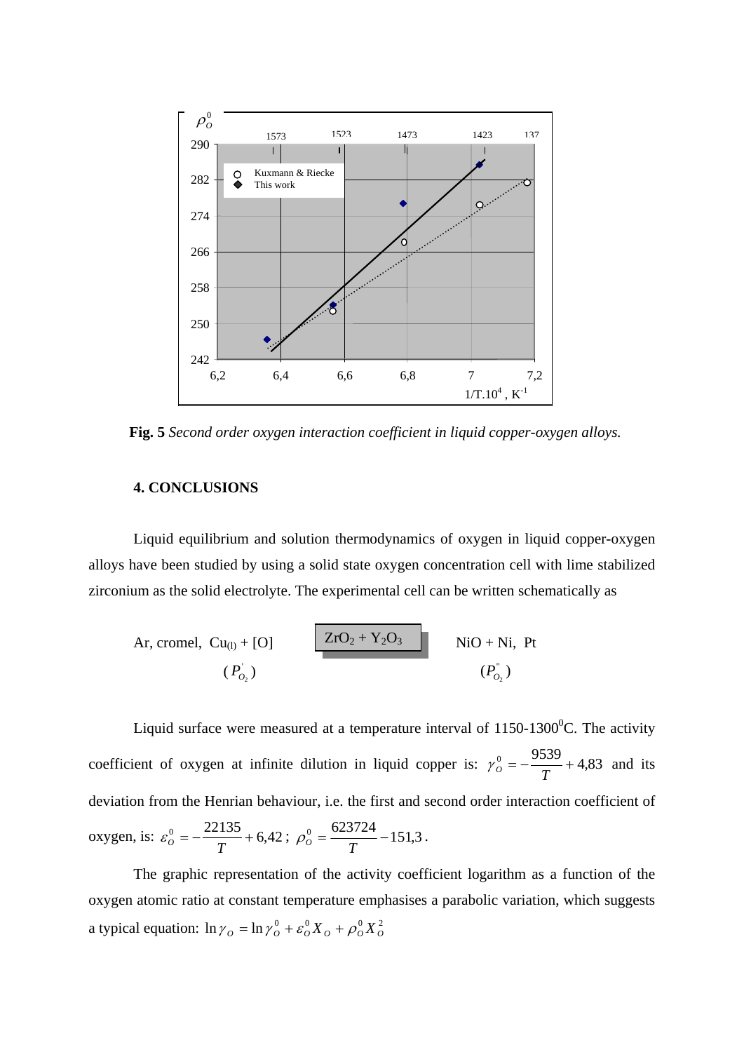**Fig. 5** *Second order oxygen interaction coefficient in liquid copper-oxygen alloys.*

## 4. CONCLUSIONS

Liquid equilibrium and solution thermodynamics of oxygen in liquid copper-oxygen alloys have been studied by using a solid state oxygen concentration cell with lime stabilized zirconium as the solid electrolyte. The experimental cell can be written schematically as

$$\text{Ar, cromel, } Cu_{(l)} + [O] \; (P_{O_2}^{'}) \;\Big|\; ZrO_2 + Y_2O_3 \;\Big|\; NiO + Ni,\ Pt \; (P_{O_2}^{''})$$

Liquid surface were measured at a temperature interval of 1150-1300$^0$C. The activity coefficient of oxygen at infinite dilution in liquid copper is: $\gamma_O^0 = -\frac{9539}{T} + 4{,}83$ and its deviation from the Henrian behaviour, i.e. the first and second order interaction coefficient of oxygen, is: $\varepsilon_O^0 = -\frac{22135}{T} + 6{,}42$ ; $\rho_O^0 = \frac{623724}{T} - 151{,}3$ .

The graphic representation of the activity coefficient logarithm as a function of the oxygen atomic ratio at constant temperature emphasises a parabolic variation, which suggests a typical equation: $\ln \gamma_O = \ln \gamma_O^0 + \varepsilon_O^0 X_O + \rho_O^0 X_O^2$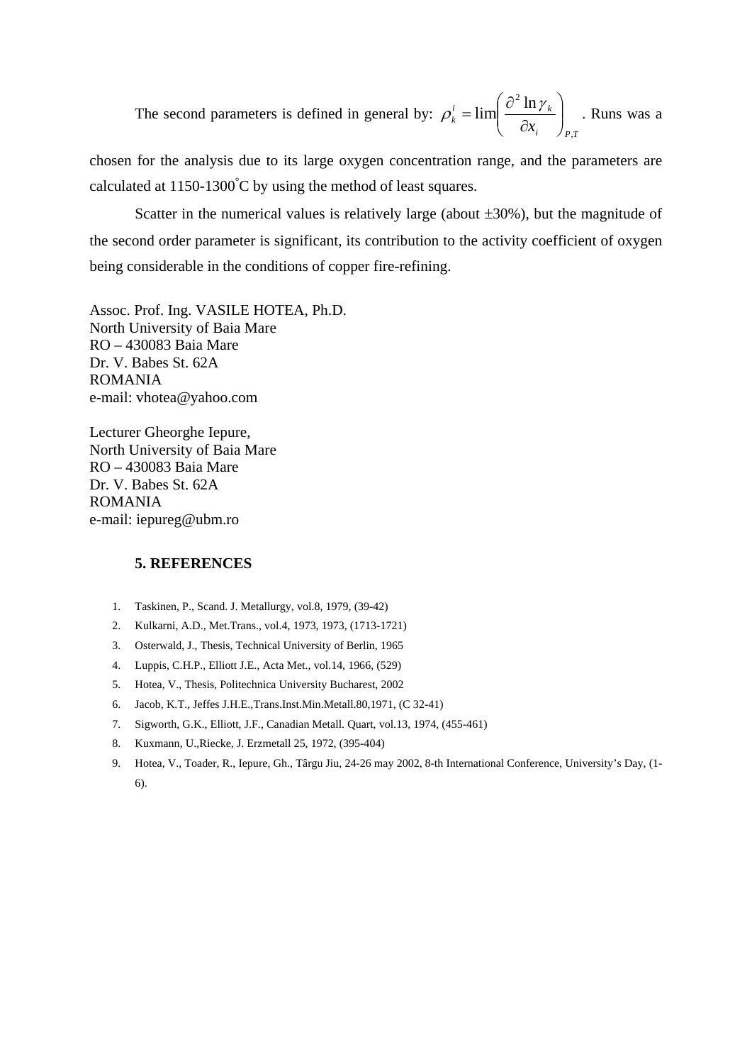The second parameters is defined in general by: $\rho_k^i = \lim \left( \frac{\partial^2 \ln \gamma_k}{\partial x_i} \right)_{P,T}$. Runs was a chosen for the analysis due to its large oxygen concentration range, and the parameters are calculated at 1150-1300$^\circ$C by using the method of least squares.

Scatter in the numerical values is relatively large (about ±30%), but the magnitude of the second order parameter is significant, its contribution to the activity coefficient of oxygen being considerable in the conditions of copper fire-refining.

Assoc. Prof. Ing. VASILE HOTEA, Ph.D.  
North University of Baia Mare  
RO – 430083 Baia Mare  
Dr. V. Babes St. 62A  
ROMANIA  
e-mail: vhotea@yahoo.com

Lecturer Gheorghe Iepure,  
North University of Baia Mare  
RO – 430083 Baia Mare  
Dr. V. Babes St. 62A  
ROMANIA  
e-mail: iepureg@ubm.ro

## 5. REFERENCES

1. Taskinen, P., Scand. J. Metallurgy, vol.8, 1979, (39-42)
2. Kulkarni, A.D., Met.Trans., vol.4, 1973, 1973, (1713-1721)
3. Osterwald, J., Thesis, Technical University of Berlin, 1965
4. Luppis, C.H.P., Elliott J.E., Acta Met., vol.14, 1966, (529)
5. Hotea, V., Thesis, Politechnica University Bucharest, 2002
6. Jacob, K.T., Jeffes J.H.E.,Trans.Inst.Min.Metall.80,1971, (C 32-41)
7. Sigworth, G.K., Elliott, J.F., Canadian Metall. Quart, vol.13, 1974, (455-461)
8. Kuxmann, U.,Riecke, J. Erzmetall 25, 1972, (395-404)
9. Hotea, V., Toader, R., Iepure, Gh., Târgu Jiu, 24-26 may 2002, 8-th International Conference, University's Day, (1-6).